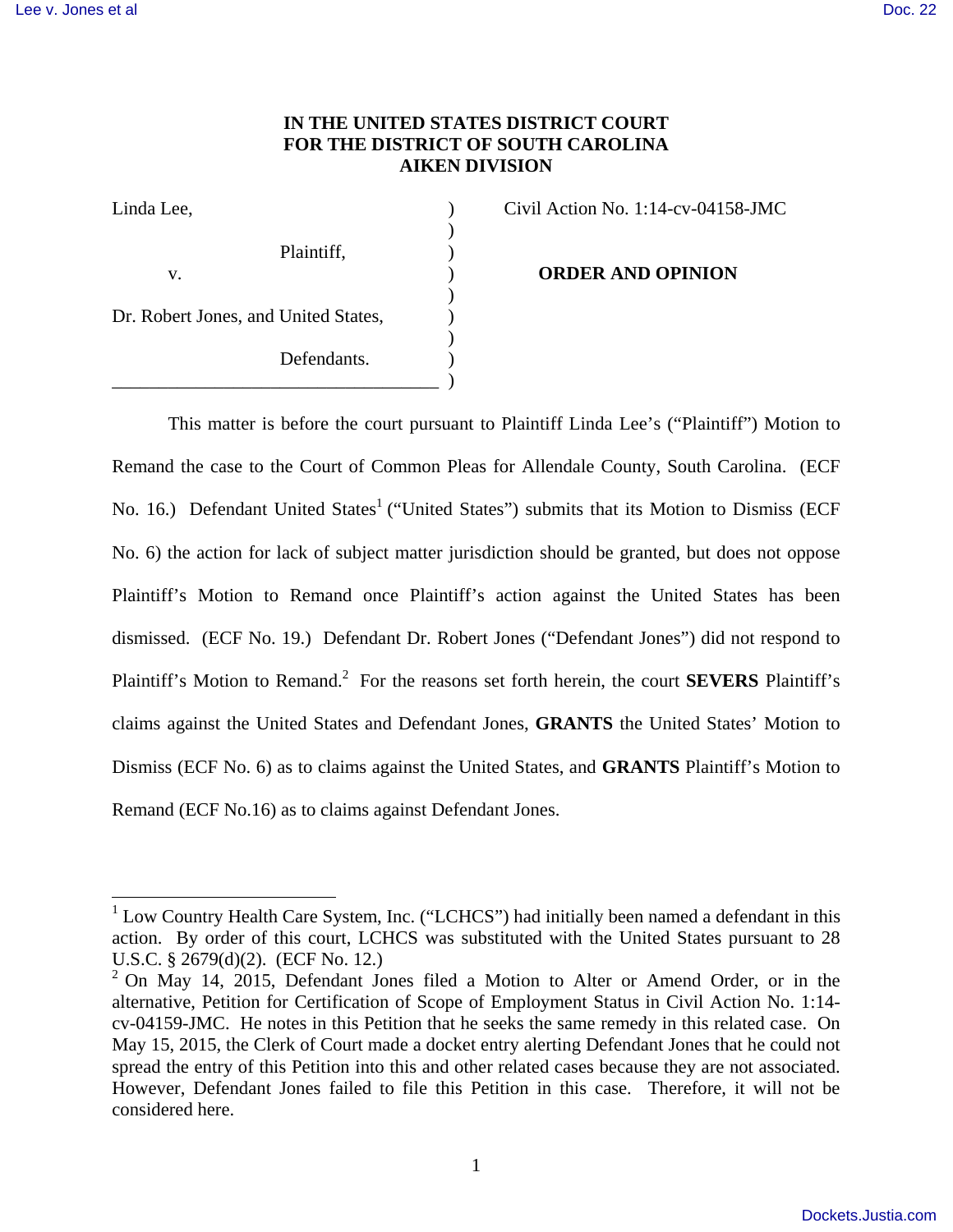**IN THE UNITED STATES DISTRICT COURT**
**FOR THE DISTRICT OF SOUTH CAROLINA**
**AIKEN DIVISION**

| | | |
|---|---|---|
| Linda Lee, | ) | Civil Action No. 1:14-cv-04158-JMC |
| | ) | |
| Plaintiff, | ) | |
| v. | ) | **ORDER AND OPINION** |
| | ) | |
| Dr. Robert Jones, and United States, | ) | |
| | ) | |
| Defendants. | ) | |
| | ) | |

This matter is before the court pursuant to Plaintiff Linda Lee's ("Plaintiff") Motion to Remand the case to the Court of Common Pleas for Allendale County, South Carolina. (ECF No. 16.) Defendant United States[1] ("United States") submits that its Motion to Dismiss (ECF No. 6) the action for lack of subject matter jurisdiction should be granted, but does not oppose Plaintiff's Motion to Remand once Plaintiff's action against the United States has been dismissed. (ECF No. 19.) Defendant Dr. Robert Jones ("Defendant Jones") did not respond to Plaintiff's Motion to Remand.[2] For the reasons set forth herein, the court **SEVERS** Plaintiff's claims against the United States and Defendant Jones, **GRANTS** the United States' Motion to Dismiss (ECF No. 6) as to claims against the United States, and **GRANTS** Plaintiff's Motion to Remand (ECF No.16) as to claims against Defendant Jones.

---

[1] Low Country Health Care System, Inc. ("LCHCS") had initially been named a defendant in this action. By order of this court, LCHCS was substituted with the United States pursuant to 28 U.S.C. § 2679(d)(2). (ECF No. 12.)

[2] On May 14, 2015, Defendant Jones filed a Motion to Alter or Amend Order, or in the alternative, Petition for Certification of Scope of Employment Status in Civil Action No. 1:14-cv-04159-JMC. He notes in this Petition that he seeks the same remedy in this related case. On May 15, 2015, the Clerk of Court made a docket entry alerting Defendant Jones that he could not spread the entry of this Petition into this and other related cases because they are not associated. However, Defendant Jones failed to file this Petition in this case. Therefore, it will not be considered here.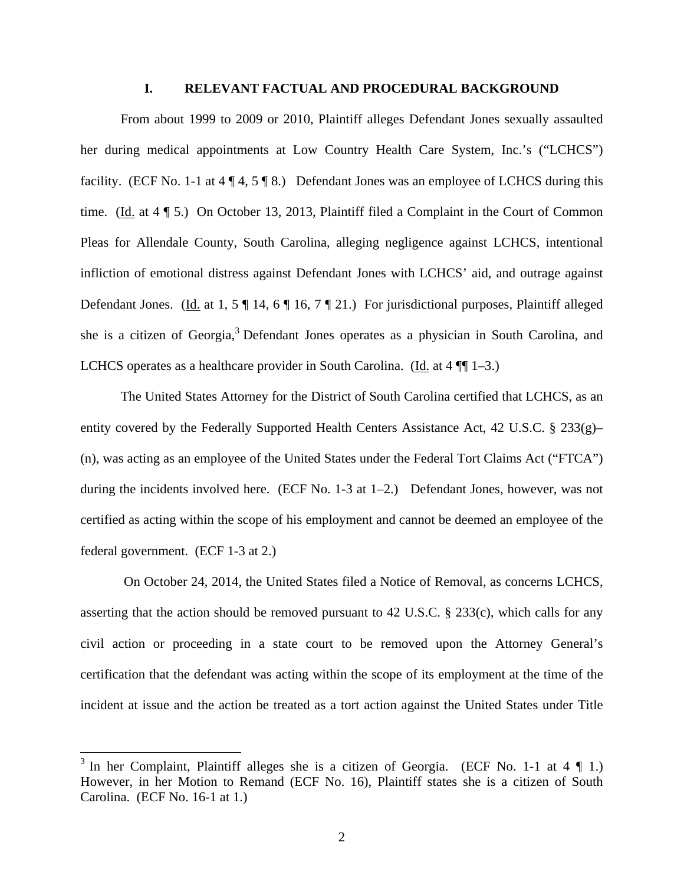## I. RELEVANT FACTUAL AND PROCEDURAL BACKGROUND

From about 1999 to 2009 or 2010, Plaintiff alleges Defendant Jones sexually assaulted her during medical appointments at Low Country Health Care System, Inc.'s ("LCHCS") facility. (ECF No. 1-1 at 4 ¶ 4, 5 ¶ 8.) Defendant Jones was an employee of LCHCS during this time. (Id. at 4 ¶ 5.) On October 13, 2013, Plaintiff filed a Complaint in the Court of Common Pleas for Allendale County, South Carolina, alleging negligence against LCHCS, intentional infliction of emotional distress against Defendant Jones with LCHCS' aid, and outrage against Defendant Jones. (Id. at 1, 5 ¶ 14, 6 ¶ 16, 7 ¶ 21.) For jurisdictional purposes, Plaintiff alleged she is a citizen of Georgia,[3] Defendant Jones operates as a physician in South Carolina, and LCHCS operates as a healthcare provider in South Carolina. (Id. at 4 ¶¶ 1–3.)

The United States Attorney for the District of South Carolina certified that LCHCS, as an entity covered by the Federally Supported Health Centers Assistance Act, 42 U.S.C. § 233(g)–(n), was acting as an employee of the United States under the Federal Tort Claims Act ("FTCA") during the incidents involved here. (ECF No. 1-3 at 1–2.) Defendant Jones, however, was not certified as acting within the scope of his employment and cannot be deemed an employee of the federal government. (ECF 1-3 at 2.)

On October 24, 2014, the United States filed a Notice of Removal, as concerns LCHCS, asserting that the action should be removed pursuant to 42 U.S.C. § 233(c), which calls for any civil action or proceeding in a state court to be removed upon the Attorney General's certification that the defendant was acting within the scope of its employment at the time of the incident at issue and the action be treated as a tort action against the United States under Title

[3] In her Complaint, Plaintiff alleges she is a citizen of Georgia. (ECF No. 1-1 at 4 ¶ 1.) However, in her Motion to Remand (ECF No. 16), Plaintiff states she is a citizen of South Carolina. (ECF No. 16-1 at 1.)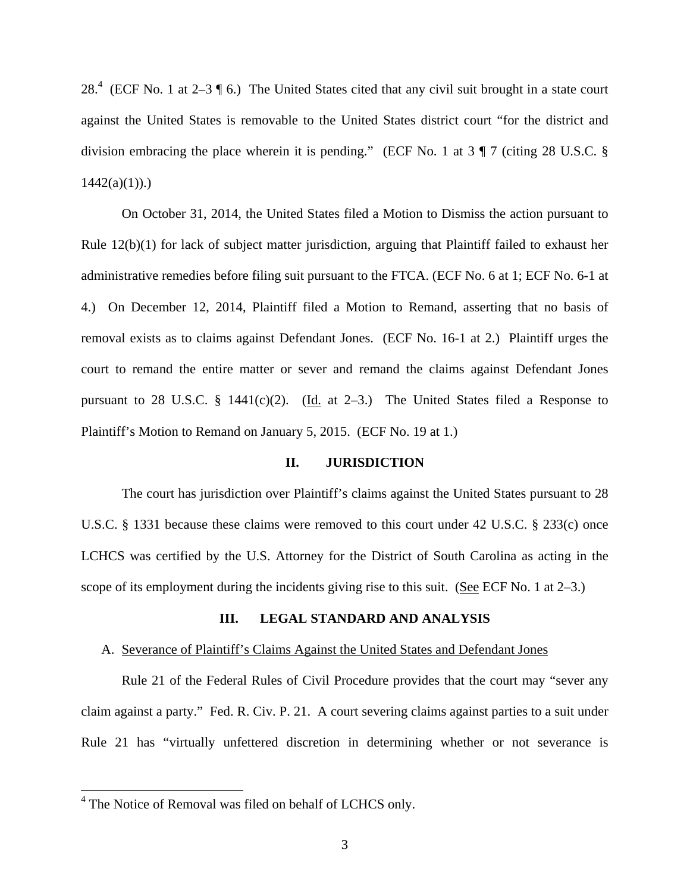28.[4] (ECF No. 1 at 2–3 ¶ 6.) The United States cited that any civil suit brought in a state court against the United States is removable to the United States district court "for the district and division embracing the place wherein it is pending." (ECF No. 1 at 3 ¶ 7 (citing 28 U.S.C. § 1442(a)(1)).)

On October 31, 2014, the United States filed a Motion to Dismiss the action pursuant to Rule 12(b)(1) for lack of subject matter jurisdiction, arguing that Plaintiff failed to exhaust her administrative remedies before filing suit pursuant to the FTCA. (ECF No. 6 at 1; ECF No. 6-1 at 4.) On December 12, 2014, Plaintiff filed a Motion to Remand, asserting that no basis of removal exists as to claims against Defendant Jones. (ECF No. 16-1 at 2.) Plaintiff urges the court to remand the entire matter or sever and remand the claims against Defendant Jones pursuant to 28 U.S.C. § 1441(c)(2). (Id. at 2–3.) The United States filed a Response to Plaintiff's Motion to Remand on January 5, 2015. (ECF No. 19 at 1.)

## II. JURISDICTION

The court has jurisdiction over Plaintiff's claims against the United States pursuant to 28 U.S.C. § 1331 because these claims were removed to this court under 42 U.S.C. § 233(c) once LCHCS was certified by the U.S. Attorney for the District of South Carolina as acting in the scope of its employment during the incidents giving rise to this suit. (See ECF No. 1 at 2–3.)

## III. LEGAL STANDARD AND ANALYSIS

### A. Severance of Plaintiff's Claims Against the United States and Defendant Jones

Rule 21 of the Federal Rules of Civil Procedure provides that the court may "sever any claim against a party." Fed. R. Civ. P. 21. A court severing claims against parties to a suit under Rule 21 has "virtually unfettered discretion in determining whether or not severance is

---

[4] The Notice of Removal was filed on behalf of LCHCS only.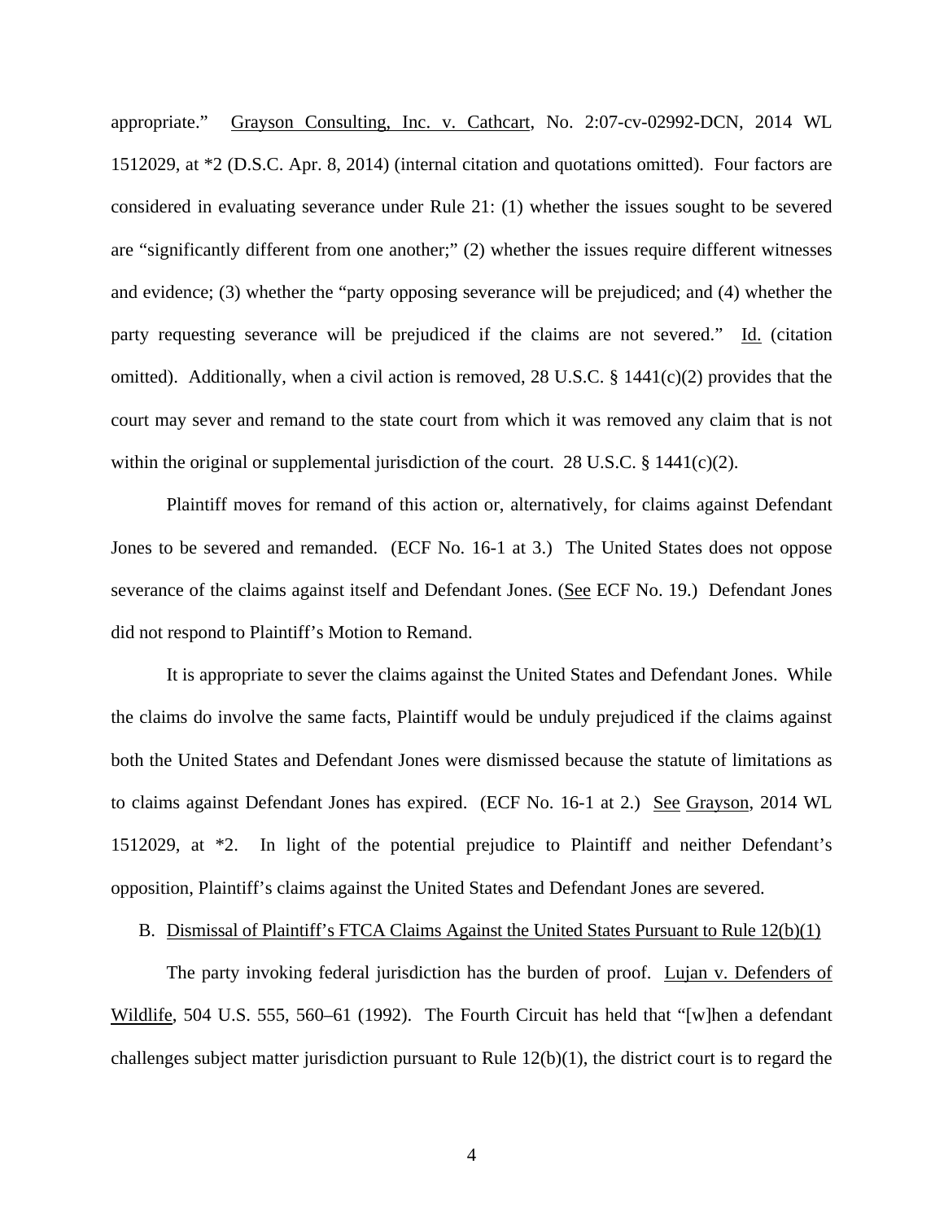appropriate." Grayson Consulting, Inc. v. Cathcart, No. 2:07-cv-02992-DCN, 2014 WL 1512029, at *2 (D.S.C. Apr. 8, 2014) (internal citation and quotations omitted). Four factors are considered in evaluating severance under Rule 21: (1) whether the issues sought to be severed are "significantly different from one another;" (2) whether the issues require different witnesses and evidence; (3) whether the "party opposing severance will be prejudiced; and (4) whether the party requesting severance will be prejudiced if the claims are not severed." Id. (citation omitted). Additionally, when a civil action is removed, 28 U.S.C. § 1441(c)(2) provides that the court may sever and remand to the state court from which it was removed any claim that is not within the original or supplemental jurisdiction of the court. 28 U.S.C. § 1441(c)(2).

Plaintiff moves for remand of this action or, alternatively, for claims against Defendant Jones to be severed and remanded. (ECF No. 16-1 at 3.) The United States does not oppose severance of the claims against itself and Defendant Jones. (See ECF No. 19.) Defendant Jones did not respond to Plaintiff's Motion to Remand.

It is appropriate to sever the claims against the United States and Defendant Jones. While the claims do involve the same facts, Plaintiff would be unduly prejudiced if the claims against both the United States and Defendant Jones were dismissed because the statute of limitations as to claims against Defendant Jones has expired. (ECF No. 16-1 at 2.) See Grayson, 2014 WL 1512029, at *2. In light of the potential prejudice to Plaintiff and neither Defendant's opposition, Plaintiff's claims against the United States and Defendant Jones are severed.

B. Dismissal of Plaintiff's FTCA Claims Against the United States Pursuant to Rule 12(b)(1)

The party invoking federal jurisdiction has the burden of proof. Lujan v. Defenders of Wildlife, 504 U.S. 555, 560–61 (1992). The Fourth Circuit has held that "[w]hen a defendant challenges subject matter jurisdiction pursuant to Rule 12(b)(1), the district court is to regard the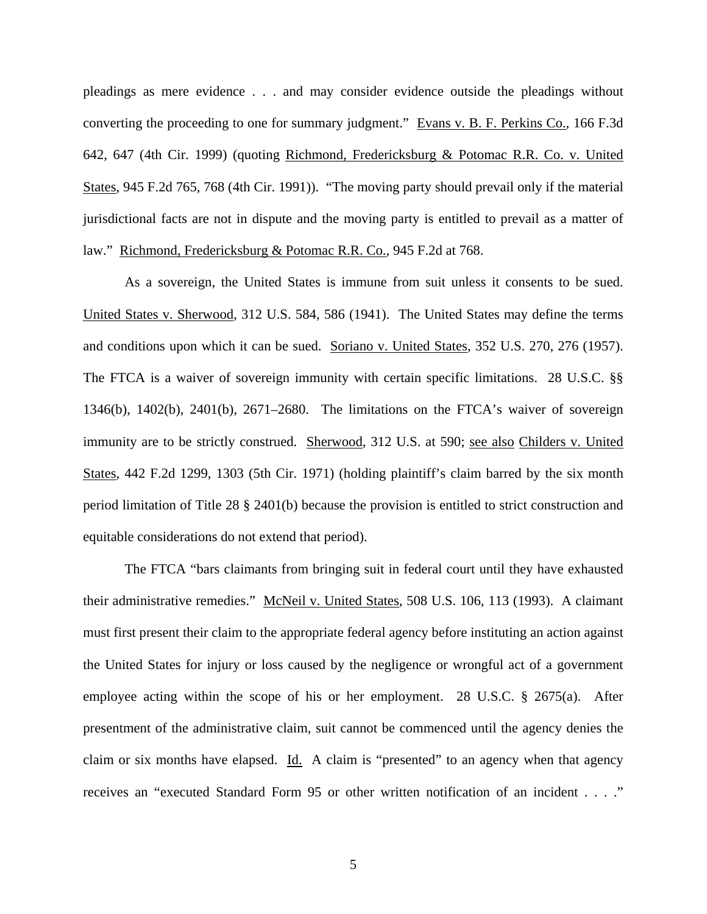pleadings as mere evidence . . . and may consider evidence outside the pleadings without converting the proceeding to one for summary judgment." Evans v. B. F. Perkins Co., 166 F.3d 642, 647 (4th Cir. 1999) (quoting Richmond, Fredericksburg & Potomac R.R. Co. v. United States, 945 F.2d 765, 768 (4th Cir. 1991)). "The moving party should prevail only if the material jurisdictional facts are not in dispute and the moving party is entitled to prevail as a matter of law." Richmond, Fredericksburg & Potomac R.R. Co., 945 F.2d at 768.

As a sovereign, the United States is immune from suit unless it consents to be sued. United States v. Sherwood, 312 U.S. 584, 586 (1941). The United States may define the terms and conditions upon which it can be sued. Soriano v. United States, 352 U.S. 270, 276 (1957). The FTCA is a waiver of sovereign immunity with certain specific limitations. 28 U.S.C. §§ 1346(b), 1402(b), 2401(b), 2671–2680. The limitations on the FTCA's waiver of sovereign immunity are to be strictly construed. Sherwood, 312 U.S. at 590; see also Childers v. United States, 442 F.2d 1299, 1303 (5th Cir. 1971) (holding plaintiff's claim barred by the six month period limitation of Title 28 § 2401(b) because the provision is entitled to strict construction and equitable considerations do not extend that period).

The FTCA "bars claimants from bringing suit in federal court until they have exhausted their administrative remedies." McNeil v. United States, 508 U.S. 106, 113 (1993). A claimant must first present their claim to the appropriate federal agency before instituting an action against the United States for injury or loss caused by the negligence or wrongful act of a government employee acting within the scope of his or her employment. 28 U.S.C. § 2675(a). After presentment of the administrative claim, suit cannot be commenced until the agency denies the claim or six months have elapsed. Id. A claim is "presented" to an agency when that agency receives an "executed Standard Form 95 or other written notification of an incident . . . ."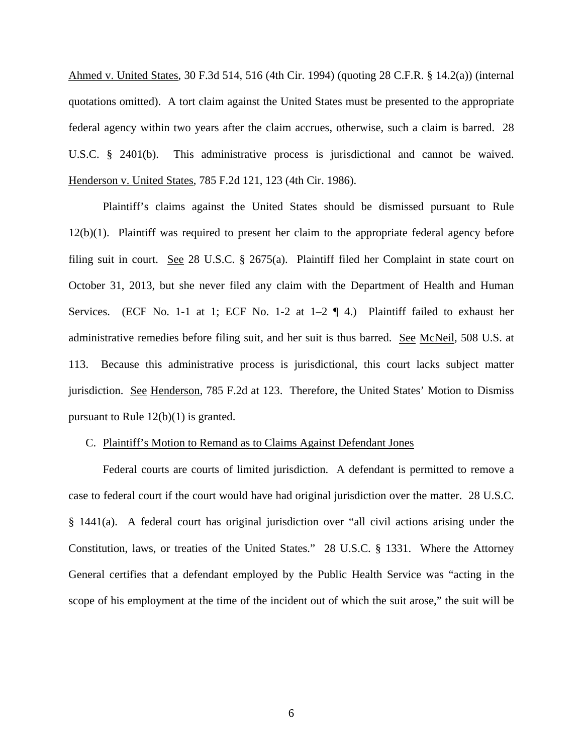Ahmed v. United States, 30 F.3d 514, 516 (4th Cir. 1994) (quoting 28 C.F.R. § 14.2(a)) (internal quotations omitted). A tort claim against the United States must be presented to the appropriate federal agency within two years after the claim accrues, otherwise, such a claim is barred. 28 U.S.C. § 2401(b). This administrative process is jurisdictional and cannot be waived. Henderson v. United States, 785 F.2d 121, 123 (4th Cir. 1986).

Plaintiff's claims against the United States should be dismissed pursuant to Rule 12(b)(1). Plaintiff was required to present her claim to the appropriate federal agency before filing suit in court. See 28 U.S.C. § 2675(a). Plaintiff filed her Complaint in state court on October 31, 2013, but she never filed any claim with the Department of Health and Human Services. (ECF No. 1-1 at 1; ECF No. 1-2 at 1–2 ¶ 4.) Plaintiff failed to exhaust her administrative remedies before filing suit, and her suit is thus barred. See McNeil, 508 U.S. at 113. Because this administrative process is jurisdictional, this court lacks subject matter jurisdiction. See Henderson, 785 F.2d at 123. Therefore, the United States' Motion to Dismiss pursuant to Rule 12(b)(1) is granted.

C. Plaintiff's Motion to Remand as to Claims Against Defendant Jones

Federal courts are courts of limited jurisdiction. A defendant is permitted to remove a case to federal court if the court would have had original jurisdiction over the matter. 28 U.S.C. § 1441(a). A federal court has original jurisdiction over "all civil actions arising under the Constitution, laws, or treaties of the United States." 28 U.S.C. § 1331. Where the Attorney General certifies that a defendant employed by the Public Health Service was "acting in the scope of his employment at the time of the incident out of which the suit arose," the suit will be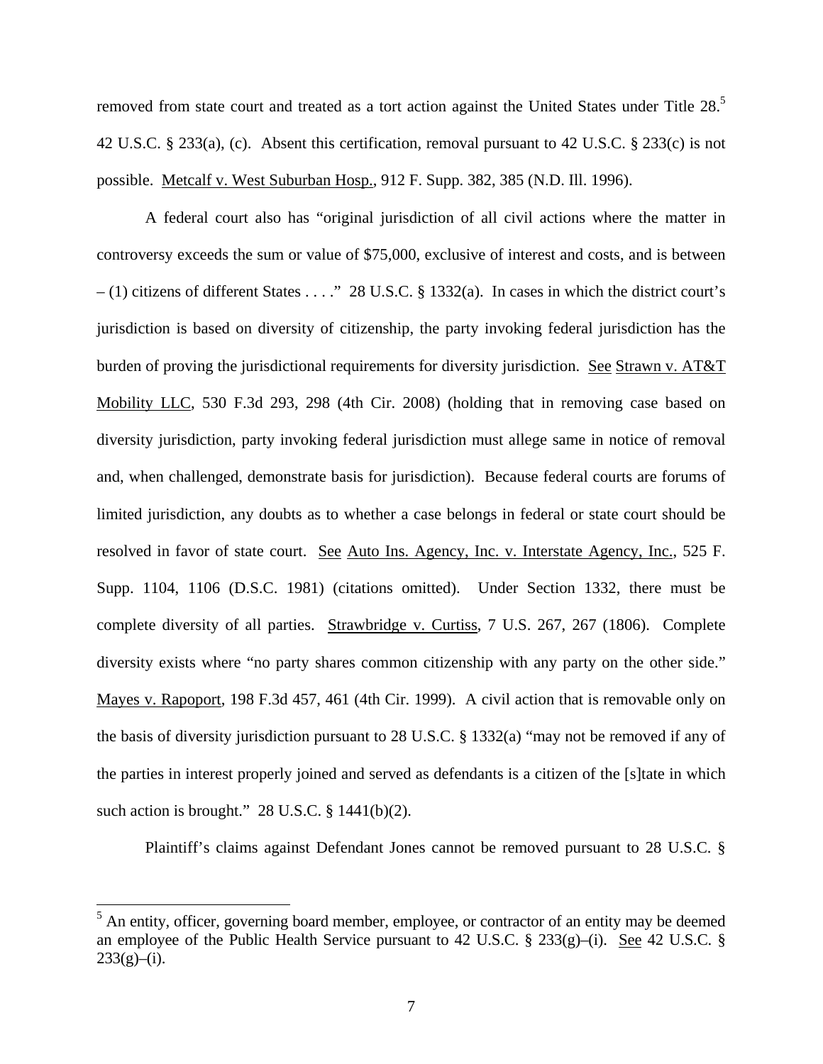removed from state court and treated as a tort action against the United States under Title 28.[5] 42 U.S.C. § 233(a), (c). Absent this certification, removal pursuant to 42 U.S.C. § 233(c) is not possible. Metcalf v. West Suburban Hosp., 912 F. Supp. 382, 385 (N.D. Ill. 1996).

A federal court also has "original jurisdiction of all civil actions where the matter in controversy exceeds the sum or value of $75,000, exclusive of interest and costs, and is between – (1) citizens of different States . . . ." 28 U.S.C. § 1332(a). In cases in which the district court's jurisdiction is based on diversity of citizenship, the party invoking federal jurisdiction has the burden of proving the jurisdictional requirements for diversity jurisdiction. See Strawn v. AT&T Mobility LLC, 530 F.3d 293, 298 (4th Cir. 2008) (holding that in removing case based on diversity jurisdiction, party invoking federal jurisdiction must allege same in notice of removal and, when challenged, demonstrate basis for jurisdiction). Because federal courts are forums of limited jurisdiction, any doubts as to whether a case belongs in federal or state court should be resolved in favor of state court. See Auto Ins. Agency, Inc. v. Interstate Agency, Inc., 525 F. Supp. 1104, 1106 (D.S.C. 1981) (citations omitted). Under Section 1332, there must be complete diversity of all parties. Strawbridge v. Curtiss, 7 U.S. 267, 267 (1806). Complete diversity exists where "no party shares common citizenship with any party on the other side." Mayes v. Rapoport, 198 F.3d 457, 461 (4th Cir. 1999). A civil action that is removable only on the basis of diversity jurisdiction pursuant to 28 U.S.C. § 1332(a) "may not be removed if any of the parties in interest properly joined and served as defendants is a citizen of the [s]tate in which such action is brought." 28 U.S.C. § 1441(b)(2).

Plaintiff's claims against Defendant Jones cannot be removed pursuant to 28 U.S.C. §

[5] An entity, officer, governing board member, employee, or contractor of an entity may be deemed an employee of the Public Health Service pursuant to 42 U.S.C. § 233(g)–(i). See 42 U.S.C. § 233(g)–(i).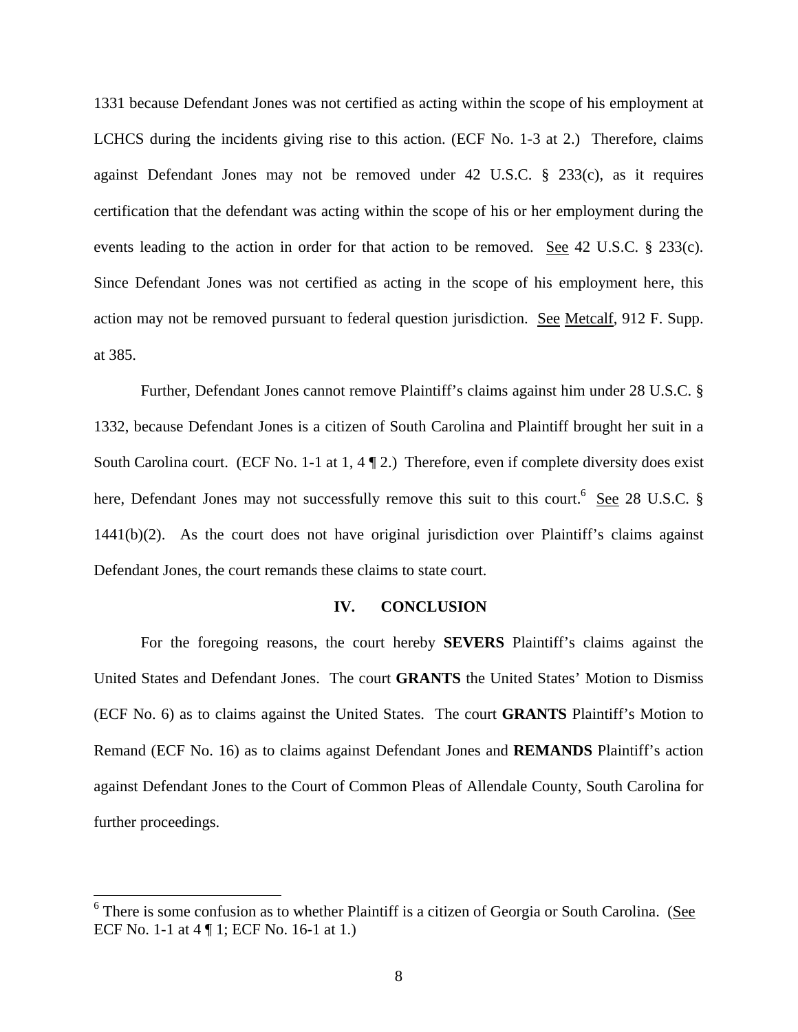1331 because Defendant Jones was not certified as acting within the scope of his employment at LCHCS during the incidents giving rise to this action. (ECF No. 1-3 at 2.) Therefore, claims against Defendant Jones may not be removed under 42 U.S.C. § 233(c), as it requires certification that the defendant was acting within the scope of his or her employment during the events leading to the action in order for that action to be removed. See 42 U.S.C. § 233(c). Since Defendant Jones was not certified as acting in the scope of his employment here, this action may not be removed pursuant to federal question jurisdiction. See Metcalf, 912 F. Supp. at 385.

Further, Defendant Jones cannot remove Plaintiff's claims against him under 28 U.S.C. § 1332, because Defendant Jones is a citizen of South Carolina and Plaintiff brought her suit in a South Carolina court. (ECF No. 1-1 at 1, 4 ¶ 2.) Therefore, even if complete diversity does exist here, Defendant Jones may not successfully remove this suit to this court.[6] See 28 U.S.C. § 1441(b)(2). As the court does not have original jurisdiction over Plaintiff's claims against Defendant Jones, the court remands these claims to state court.

## IV. CONCLUSION

For the foregoing reasons, the court hereby **SEVERS** Plaintiff's claims against the United States and Defendant Jones. The court **GRANTS** the United States' Motion to Dismiss (ECF No. 6) as to claims against the United States. The court **GRANTS** Plaintiff's Motion to Remand (ECF No. 16) as to claims against Defendant Jones and **REMANDS** Plaintiff's action against Defendant Jones to the Court of Common Pleas of Allendale County, South Carolina for further proceedings.

---

[6] There is some confusion as to whether Plaintiff is a citizen of Georgia or South Carolina. (See ECF No. 1-1 at 4 ¶ 1; ECF No. 16-1 at 1.)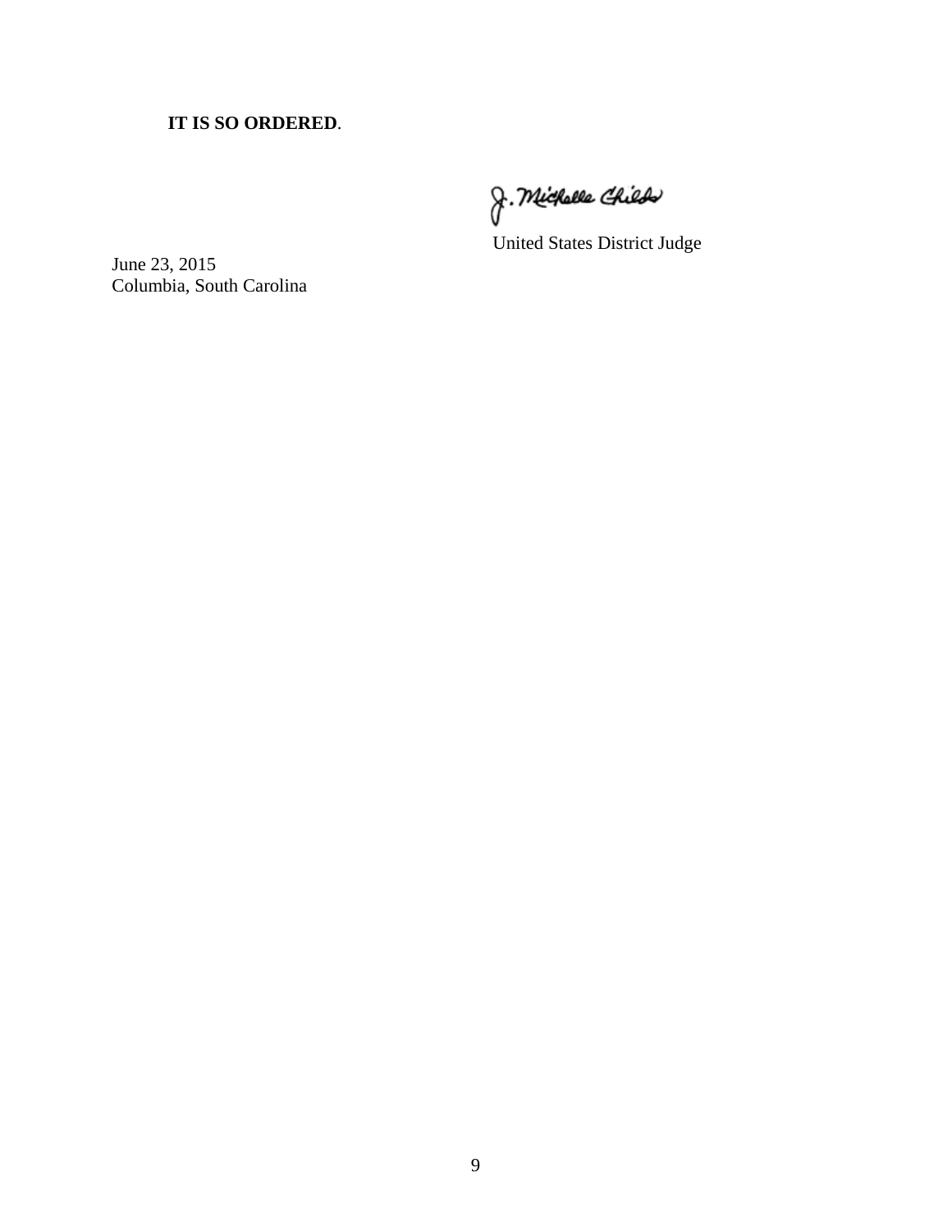**IT IS SO ORDERED**.

J. Michelle Childs

United States District Judge

June 23, 2015
Columbia, South Carolina